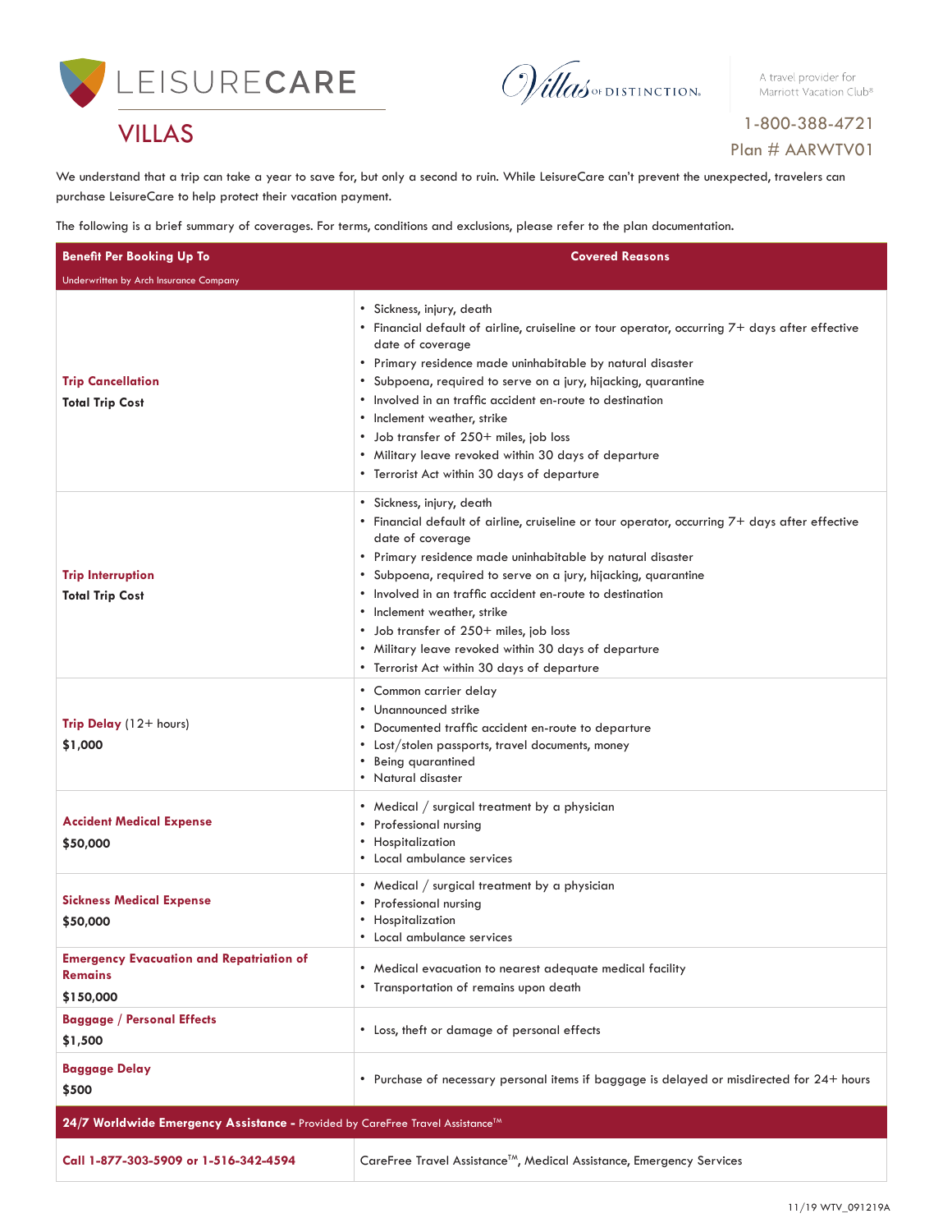# LEISURECARE

## VILLAS

Villas OF DISTINCTION.

A travel provider for Marriott Vacation Club®

1-800-388-4721

Plan # AARWTV01

We understand that a trip can take a year to save for, but only a second to ruin. While LeisureCare can't prevent the unexpected, travelers can purchase LeisureCare to help protect their vacation payment.

The following is a brief summary of coverages. For terms, conditions and exclusions, please refer to the plan documentation.

| Benefit Per Booking Up To<br>Underwritten by Arch Insurance Company | Covered Reasons |
|---|---|
| **Trip Cancellation**<br>**Total Trip Cost** | • Sickness, injury, death<br>• Financial default of airline, cruiseline or tour operator, occurring 7+ days after effective date of coverage<br>• Primary residence made uninhabitable by natural disaster<br>• Subpoena, required to serve on a jury, hijacking, quarantine<br>• Involved in an traffic accident en-route to destination<br>• Inclement weather, strike<br>• Job transfer of 250+ miles, job loss<br>• Military leave revoked within 30 days of departure<br>• Terrorist Act within 30 days of departure |
| **Trip Interruption**<br>**Total Trip Cost** | • Sickness, injury, death<br>• Financial default of airline, cruiseline or tour operator, occurring 7+ days after effective date of coverage<br>• Primary residence made uninhabitable by natural disaster<br>• Subpoena, required to serve on a jury, hijacking, quarantine<br>• Involved in an traffic accident en-route to destination<br>• Inclement weather, strike<br>• Job transfer of 250+ miles, job loss<br>• Military leave revoked within 30 days of departure<br>• Terrorist Act within 30 days of departure |
| **Trip Delay** (12+ hours)<br>**$1,000** | • Common carrier delay<br>• Unannounced strike<br>• Documented traffic accident en-route to departure<br>• Lost/stolen passports, travel documents, money<br>• Being quarantined<br>• Natural disaster |
| **Accident Medical Expense**<br>**$50,000** | • Medical / surgical treatment by a physician<br>• Professional nursing<br>• Hospitalization<br>• Local ambulance services |
| **Sickness Medical Expense**<br>**$50,000** | • Medical / surgical treatment by a physician<br>• Professional nursing<br>• Hospitalization<br>• Local ambulance services |
| **Emergency Evacuation and Repatriation of Remains**<br>**$150,000** | • Medical evacuation to nearest adequate medical facility<br>• Transportation of remains upon death |
| **Baggage / Personal Effects**<br>**$1,500** | • Loss, theft or damage of personal effects |
| **Baggage Delay**<br>**$500** | • Purchase of necessary personal items if baggage is delayed or misdirected for 24+ hours |
| **24/7 Worldwide Emergency Assistance -** Provided by CareFree Travel Assistance™ | |
| **Call 1-877-303-5909 or 1-516-342-4594** | CareFree Travel Assistance™, Medical Assistance, Emergency Services |

11/19 WTV_091219A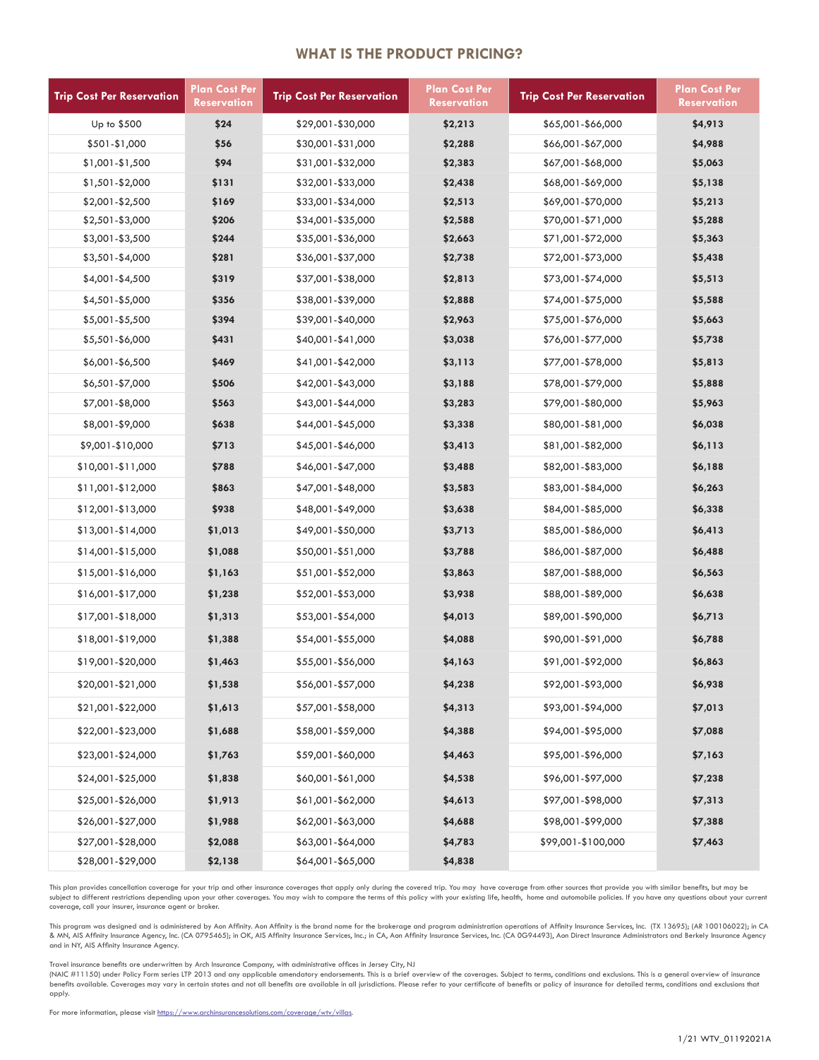## WHAT IS THE PRODUCT PRICING?

| Trip Cost Per Reservation | Plan Cost Per Reservation | Trip Cost Per Reservation | Plan Cost Per Reservation | Trip Cost Per Reservation | Plan Cost Per Reservation |
|---|---|---|---|---|---|
| Up to $500 | **$24** | $29,001-$30,000 | **$2,213** | $65,001-$66,000 | **$4,913** |
| $501-$1,000 | **$56** | $30,001-$31,000 | **$2,288** | $66,001-$67,000 | **$4,988** |
| $1,001-$1,500 | **$94** | $31,001-$32,000 | **$2,383** | $67,001-$68,000 | **$5,063** |
| $1,501-$2,000 | **$131** | $32,001-$33,000 | **$2,438** | $68,001-$69,000 | **$5,138** |
| $2,001-$2,500 | **$169** | $33,001-$34,000 | **$2,513** | $69,001-$70,000 | **$5,213** |
| $2,501-$3,000 | **$206** | $34,001-$35,000 | **$2,588** | $70,001-$71,000 | **$5,288** |
| $3,001-$3,500 | **$244** | $35,001-$36,000 | **$2,663** | $71,001-$72,000 | **$5,363** |
| $3,501-$4,000 | **$281** | $36,001-$37,000 | **$2,738** | $72,001-$73,000 | **$5,438** |
| $4,001-$4,500 | **$319** | $37,001-$38,000 | **$2,813** | $73,001-$74,000 | **$5,513** |
| $4,501-$5,000 | **$356** | $38,001-$39,000 | **$2,888** | $74,001-$75,000 | **$5,588** |
| $5,001-$5,500 | **$394** | $39,001-$40,000 | **$2,963** | $75,001-$76,000 | **$5,663** |
| $5,501-$6,000 | **$431** | $40,001-$41,000 | **$3,038** | $76,001-$77,000 | **$5,738** |
| $6,001-$6,500 | **$469** | $41,001-$42,000 | **$3,113** | $77,001-$78,000 | **$5,813** |
| $6,501-$7,000 | **$506** | $42,001-$43,000 | **$3,188** | $78,001-$79,000 | **$5,888** |
| $7,001-$8,000 | **$563** | $43,001-$44,000 | **$3,283** | $79,001-$80,000 | **$5,963** |
| $8,001-$9,000 | **$638** | $44,001-$45,000 | **$3,338** | $80,001-$81,000 | **$6,038** |
| $9,001-$10,000 | **$713** | $45,001-$46,000 | **$3,413** | $81,001-$82,000 | **$6,113** |
| $10,001-$11,000 | **$788** | $46,001-$47,000 | **$3,488** | $82,001-$83,000 | **$6,188** |
| $11,001-$12,000 | **$863** | $47,001-$48,000 | **$3,583** | $83,001-$84,000 | **$6,263** |
| $12,001-$13,000 | **$938** | $48,001-$49,000 | **$3,638** | $84,001-$85,000 | **$6,338** |
| $13,001-$14,000 | **$1,013** | $49,001-$50,000 | **$3,713** | $85,001-$86,000 | **$6,413** |
| $14,001-$15,000 | **$1,088** | $50,001-$51,000 | **$3,788** | $86,001-$87,000 | **$6,488** |
| $15,001-$16,000 | **$1,163** | $51,001-$52,000 | **$3,863** | $87,001-$88,000 | **$6,563** |
| $16,001-$17,000 | **$1,238** | $52,001-$53,000 | **$3,938** | $88,001-$89,000 | **$6,638** |
| $17,001-$18,000 | **$1,313** | $53,001-$54,000 | **$4,013** | $89,001-$90,000 | **$6,713** |
| $18,001-$19,000 | **$1,388** | $54,001-$55,000 | **$4,088** | $90,001-$91,000 | **$6,788** |
| $19,001-$20,000 | **$1,463** | $55,001-$56,000 | **$4,163** | $91,001-$92,000 | **$6,863** |
| $20,001-$21,000 | **$1,538** | $56,001-$57,000 | **$4,238** | $92,001-$93,000 | **$6,938** |
| $21,001-$22,000 | **$1,613** | $57,001-$58,000 | **$4,313** | $93,001-$94,000 | **$7,013** |
| $22,001-$23,000 | **$1,688** | $58,001-$59,000 | **$4,388** | $94,001-$95,000 | **$7,088** |
| $23,001-$24,000 | **$1,763** | $59,001-$60,000 | **$4,463** | $95,001-$96,000 | **$7,163** |
| $24,001-$25,000 | **$1,838** | $60,001-$61,000 | **$4,538** | $96,001-$97,000 | **$7,238** |
| $25,001-$26,000 | **$1,913** | $61,001-$62,000 | **$4,613** | $97,001-$98,000 | **$7,313** |
| $26,001-$27,000 | **$1,988** | $62,001-$63,000 | **$4,688** | $98,001-$99,000 | **$7,388** |
| $27,001-$28,000 | **$2,088** | $63,001-$64,000 | **$4,783** | $99,001-$100,000 | **$7,463** |
| $28,001-$29,000 | **$2,138** | $64,001-$65,000 | **$4,838** | | |

This plan provides cancellation coverage for your trip and other insurance coverages that apply only during the covered trip. You may have coverage from other sources that provide you with similar benefits, but may be subject to different restrictions depending upon your other coverages. You may wish to compare the terms of this policy with your existing life, health, home and automobile policies. If you have any questions about your current coverage, call your insurer, insurance agent or broker.

This program was designed and is administered by Aon Affinity. Aon Affinity is the brand name for the brokerage and program administration operations of Affinity Insurance Services, Inc. (TX 13695); (AR 100106022); in CA & MN, AIS Affinity Insurance Agency, Inc. (CA 0795465); in OK, AIS Affinity Insurance Services, Inc.; in CA, Aon Affinity Insurance Services, Inc. (CA 0G94493), Aon Direct Insurance Administrators and Berkely Insurance Agency and in NY, AIS Affinity Insurance Agency.

Travel insurance benefits are underwritten by Arch Insurance Company, with administrative offices in Jersey City, NJ (NAIC #11150) under Policy Form series LTP 2013 and any applicable amendatory endorsements. This is a brief overview of the coverages. Subject to terms, conditions and exclusions. This is a general overview of insurance benefits available. Coverages may vary in certain states and not all benefits are available in all jurisdictions. Please refer to your certificate of benefits or policy of insurance for detailed terms, conditions and exclusions that apply.

For more information, please visit https://www.archinsurancesolutions.com/coverage/wtv/villas.

1/21 WTV_01192021A